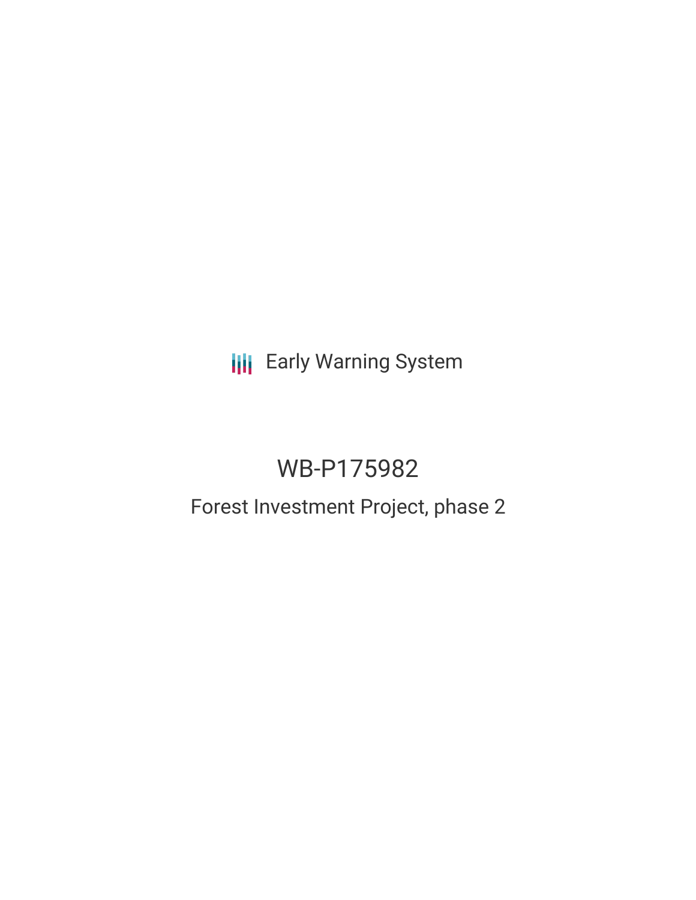Early Warning System

# WB-P175982

## Forest Investment Project, phase 2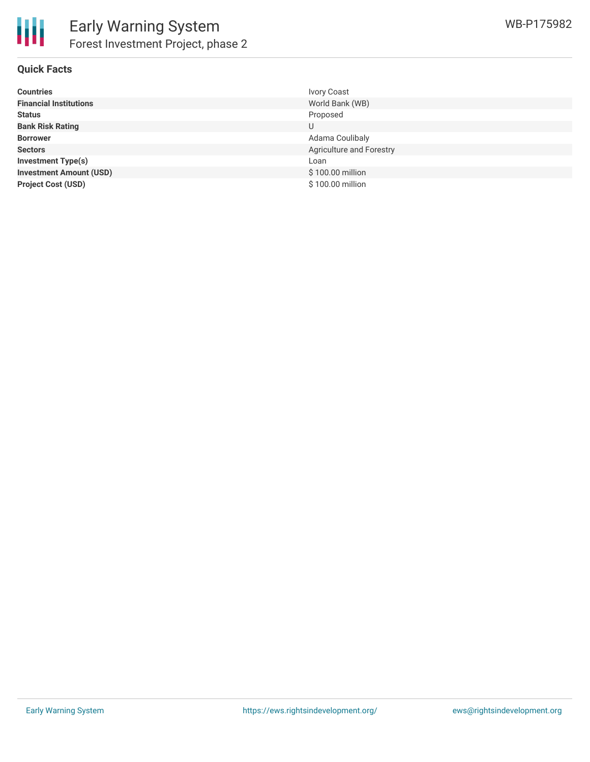# Early Warning System

## Forest Investment Project, phase 2

WB-P175982

### Quick Facts

| | |
|---|---|
| **Countries** | Ivory Coast |
| **Financial Institutions** | World Bank (WB) |
| **Status** | Proposed |
| **Bank Risk Rating** | U |
| **Borrower** | Adama Coulibaly |
| **Sectors** | Agriculture and Forestry |
| **Investment Type(s)** | Loan |
| **Investment Amount (USD)** | $ 100.00 million |
| **Project Cost (USD)** | $ 100.00 million |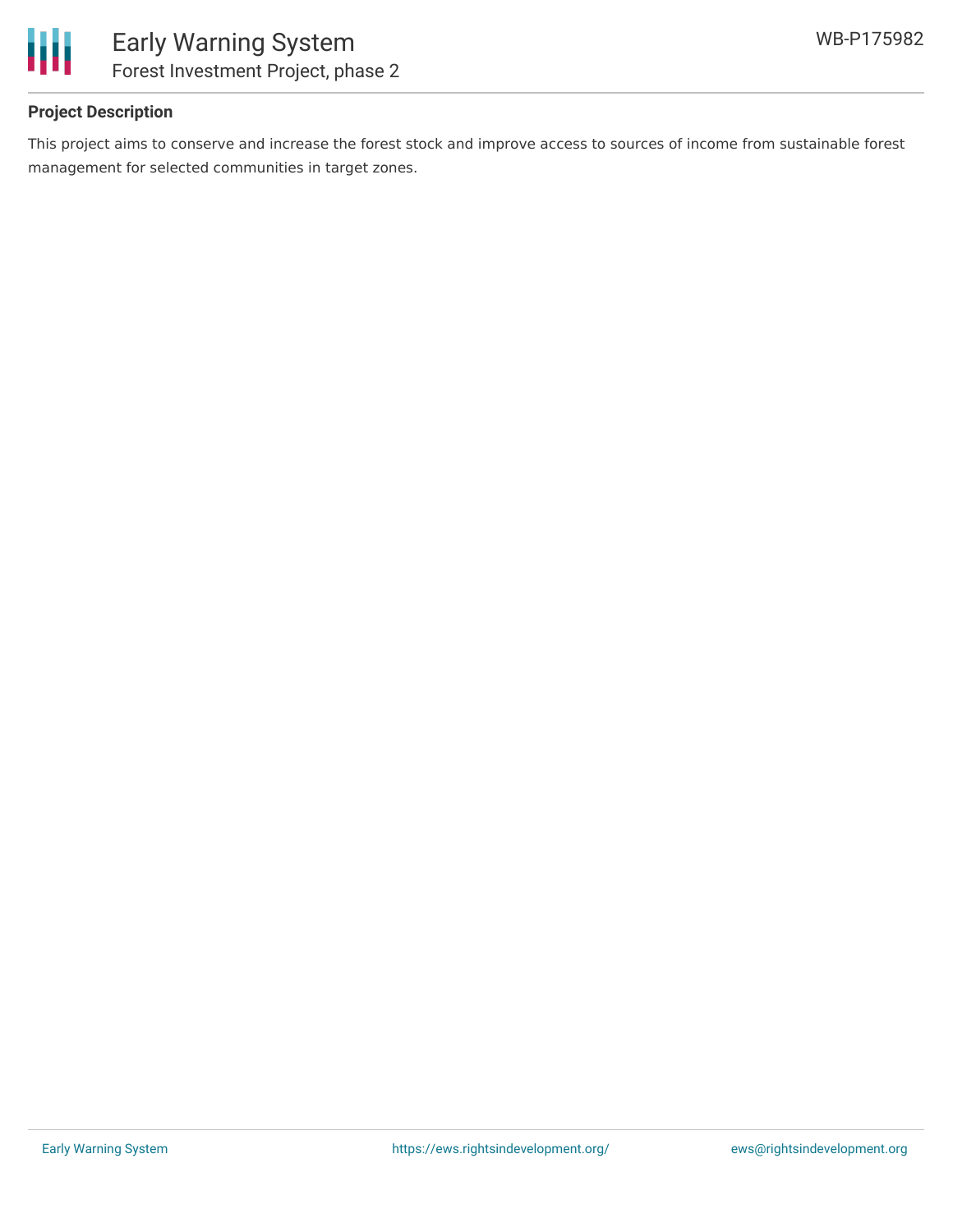## Project Description

This project aims to conserve and increase the forest stock and improve access to sources of income from sustainable forest management for selected communities in target zones.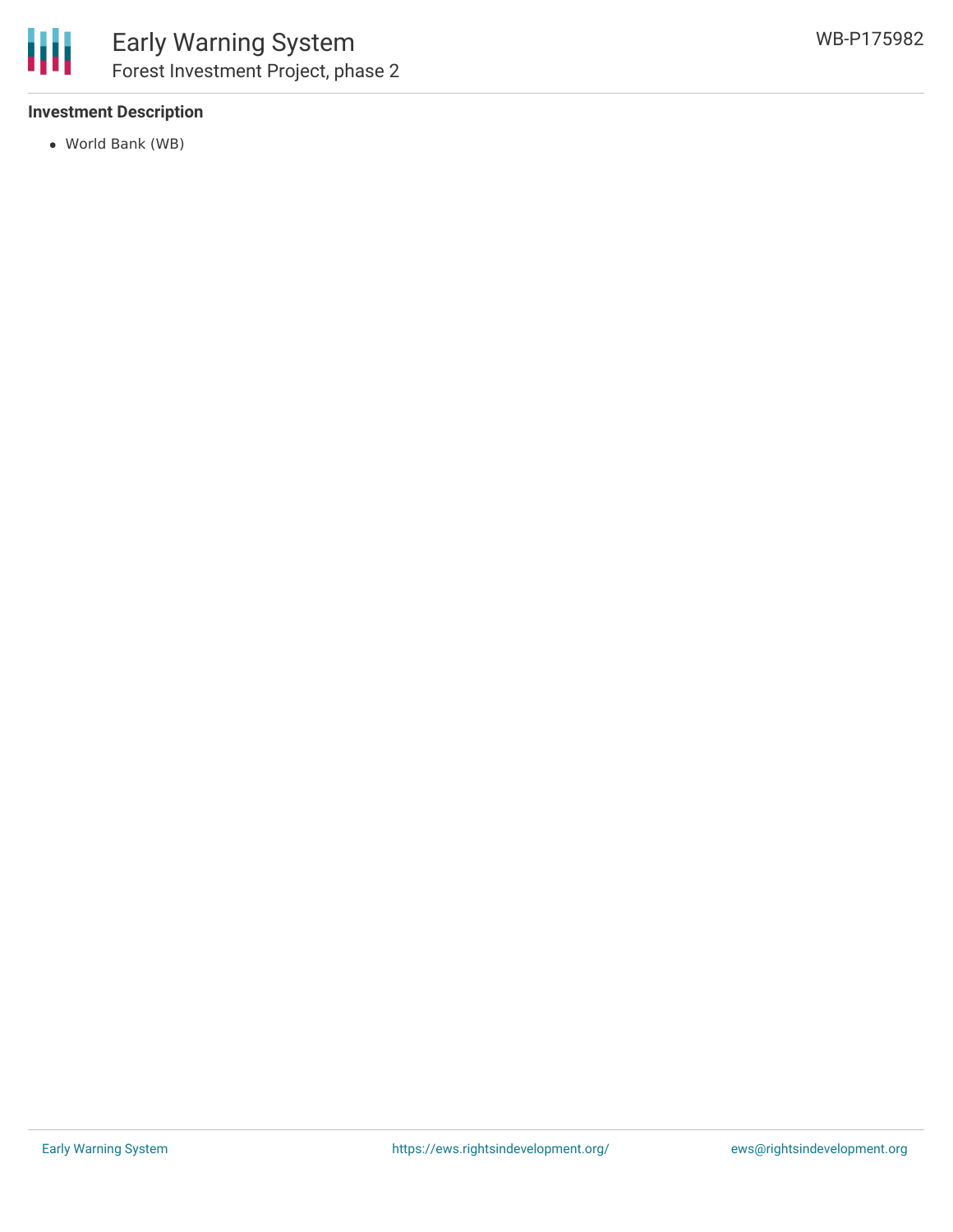### Investment Description

- World Bank (WB)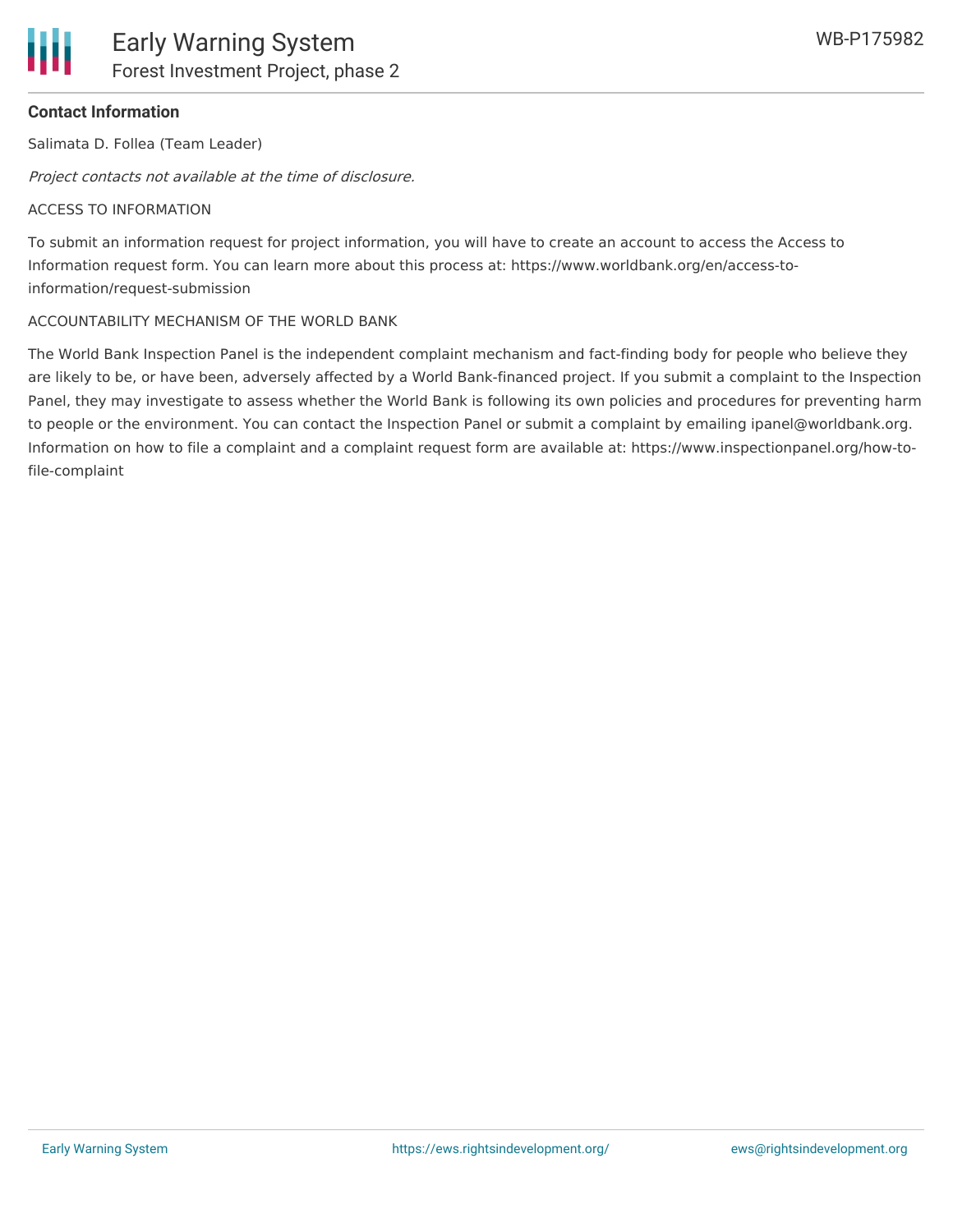**Contact Information**

Salimata D. Follea (Team Leader)

*Project contacts not available at the time of disclosure.*

ACCESS TO INFORMATION

To submit an information request for project information, you will have to create an account to access the Access to Information request form. You can learn more about this process at: https://www.worldbank.org/en/access-to-information/request-submission

ACCOUNTABILITY MECHANISM OF THE WORLD BANK

The World Bank Inspection Panel is the independent complaint mechanism and fact-finding body for people who believe they are likely to be, or have been, adversely affected by a World Bank-financed project. If you submit a complaint to the Inspection Panel, they may investigate to assess whether the World Bank is following its own policies and procedures for preventing harm to people or the environment. You can contact the Inspection Panel or submit a complaint by emailing ipanel@worldbank.org. Information on how to file a complaint and a complaint request form are available at: https://www.inspectionpanel.org/how-to-file-complaint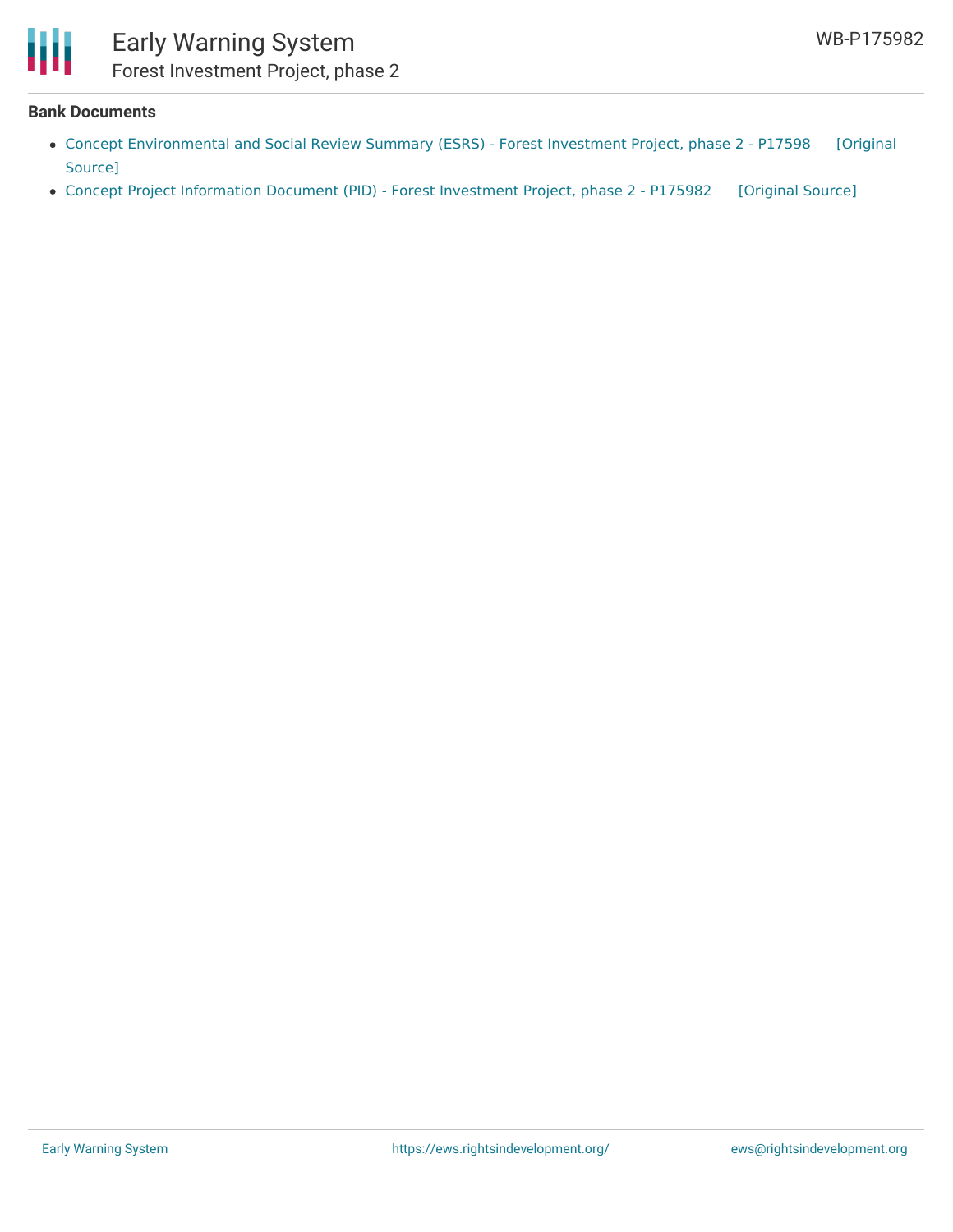**Bank Documents**

- Concept Environmental and Social Review Summary (ESRS) - Forest Investment Project, phase 2 - P17598 [Original Source]
- Concept Project Information Document (PID) - Forest Investment Project, phase 2 - P175982 [Original Source]